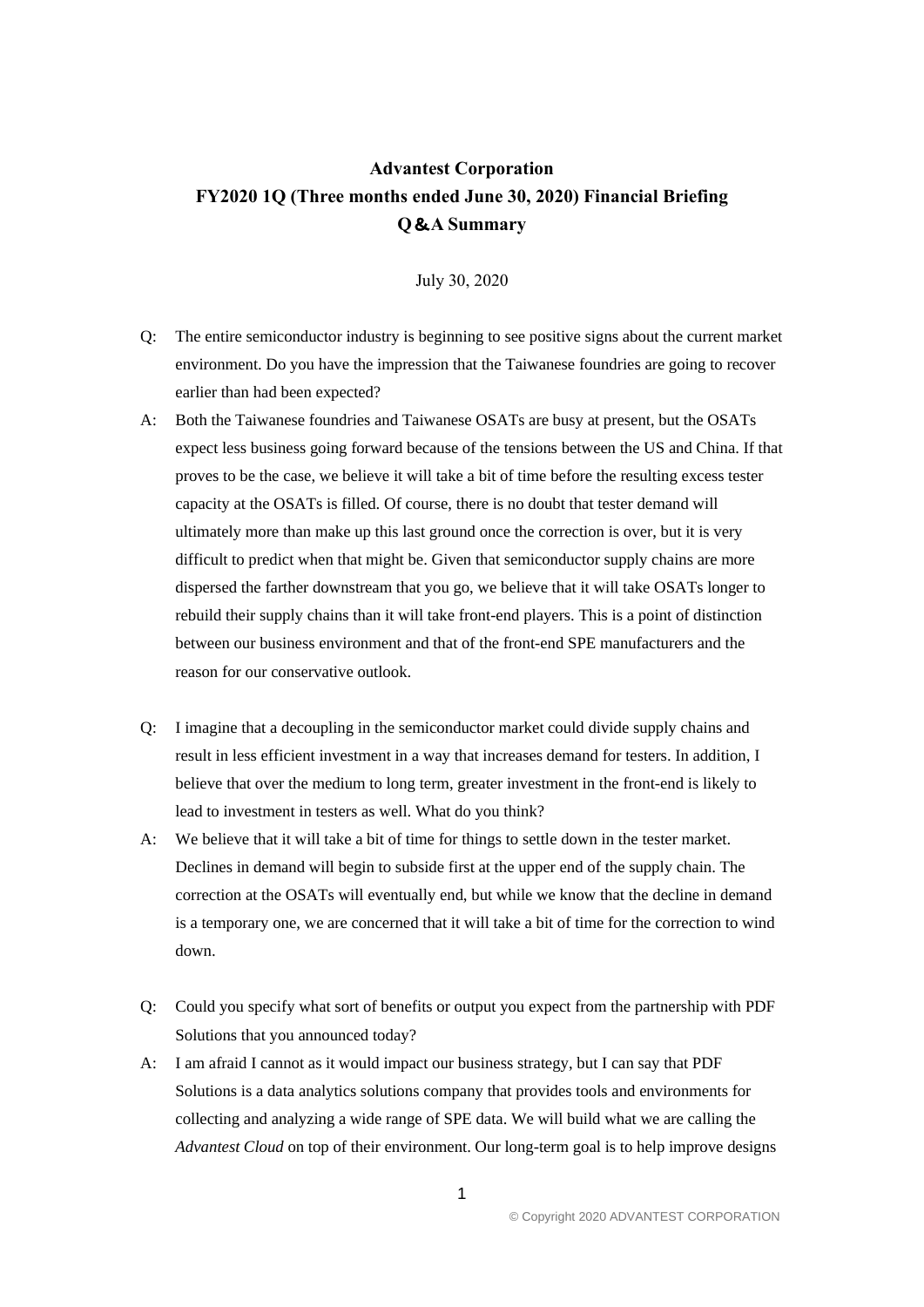# Advantest Corporation

## FY2020 1Q (Three months ended June 30, 2020) Financial Briefing

## Q&A Summary

July 30, 2020

Q: The entire semiconductor industry is beginning to see positive signs about the current market environment. Do you have the impression that the Taiwanese foundries are going to recover earlier than had been expected?

A: Both the Taiwanese foundries and Taiwanese OSATs are busy at present, but the OSATs expect less business going forward because of the tensions between the US and China. If that proves to be the case, we believe it will take a bit of time before the resulting excess tester capacity at the OSATs is filled. Of course, there is no doubt that tester demand will ultimately more than make up this last ground once the correction is over, but it is very difficult to predict when that might be. Given that semiconductor supply chains are more dispersed the farther downstream that you go, we believe that it will take OSATs longer to rebuild their supply chains than it will take front-end players. This is a point of distinction between our business environment and that of the front-end SPE manufacturers and the reason for our conservative outlook.

Q: I imagine that a decoupling in the semiconductor market could divide supply chains and result in less efficient investment in a way that increases demand for testers. In addition, I believe that over the medium to long term, greater investment in the front-end is likely to lead to investment in testers as well. What do you think?

A: We believe that it will take a bit of time for things to settle down in the tester market. Declines in demand will begin to subside first at the upper end of the supply chain. The correction at the OSATs will eventually end, but while we know that the decline in demand is a temporary one, we are concerned that it will take a bit of time for the correction to wind down.

Q: Could you specify what sort of benefits or output you expect from the partnership with PDF Solutions that you announced today?

A: I am afraid I cannot as it would impact our business strategy, but I can say that PDF Solutions is a data analytics solutions company that provides tools and environments for collecting and analyzing a wide range of SPE data. We will build what we are calling the *Advantest Cloud* on top of their environment. Our long-term goal is to help improve designs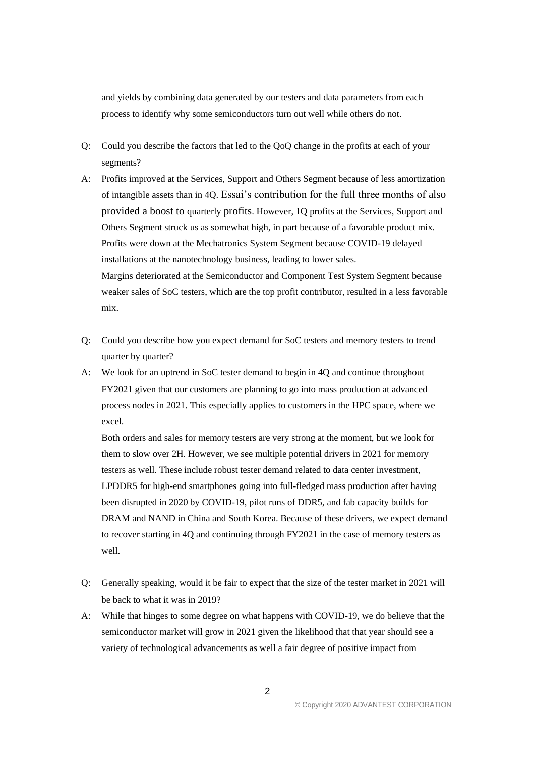and yields by combining data generated by our testers and data parameters from each process to identify why some semiconductors turn out well while others do not.

Q: Could you describe the factors that led to the QoQ change in the profits at each of your segments?

A: Profits improved at the Services, Support and Others Segment because of less amortization of intangible assets than in 4Q. Essai's contribution for the full three months of also provided a boost to quarterly profits. However, 1Q profits at the Services, Support and Others Segment struck us as somewhat high, in part because of a favorable product mix. Profits were down at the Mechatronics System Segment because COVID-19 delayed installations at the nanotechnology business, leading to lower sales.
Margins deteriorated at the Semiconductor and Component Test System Segment because weaker sales of SoC testers, which are the top profit contributor, resulted in a less favorable mix.

Q: Could you describe how you expect demand for SoC testers and memory testers to trend quarter by quarter?

A: We look for an uptrend in SoC tester demand to begin in 4Q and continue throughout FY2021 given that our customers are planning to go into mass production at advanced process nodes in 2021. This especially applies to customers in the HPC space, where we excel.
Both orders and sales for memory testers are very strong at the moment, but we look for them to slow over 2H. However, we see multiple potential drivers in 2021 for memory testers as well. These include robust tester demand related to data center investment, LPDDR5 for high-end smartphones going into full-fledged mass production after having been disrupted in 2020 by COVID-19, pilot runs of DDR5, and fab capacity builds for DRAM and NAND in China and South Korea. Because of these drivers, we expect demand to recover starting in 4Q and continuing through FY2021 in the case of memory testers as well.

Q: Generally speaking, would it be fair to expect that the size of the tester market in 2021 will be back to what it was in 2019?

A: While that hinges to some degree on what happens with COVID-19, we do believe that the semiconductor market will grow in 2021 given the likelihood that that year should see a variety of technological advancements as well a fair degree of positive impact from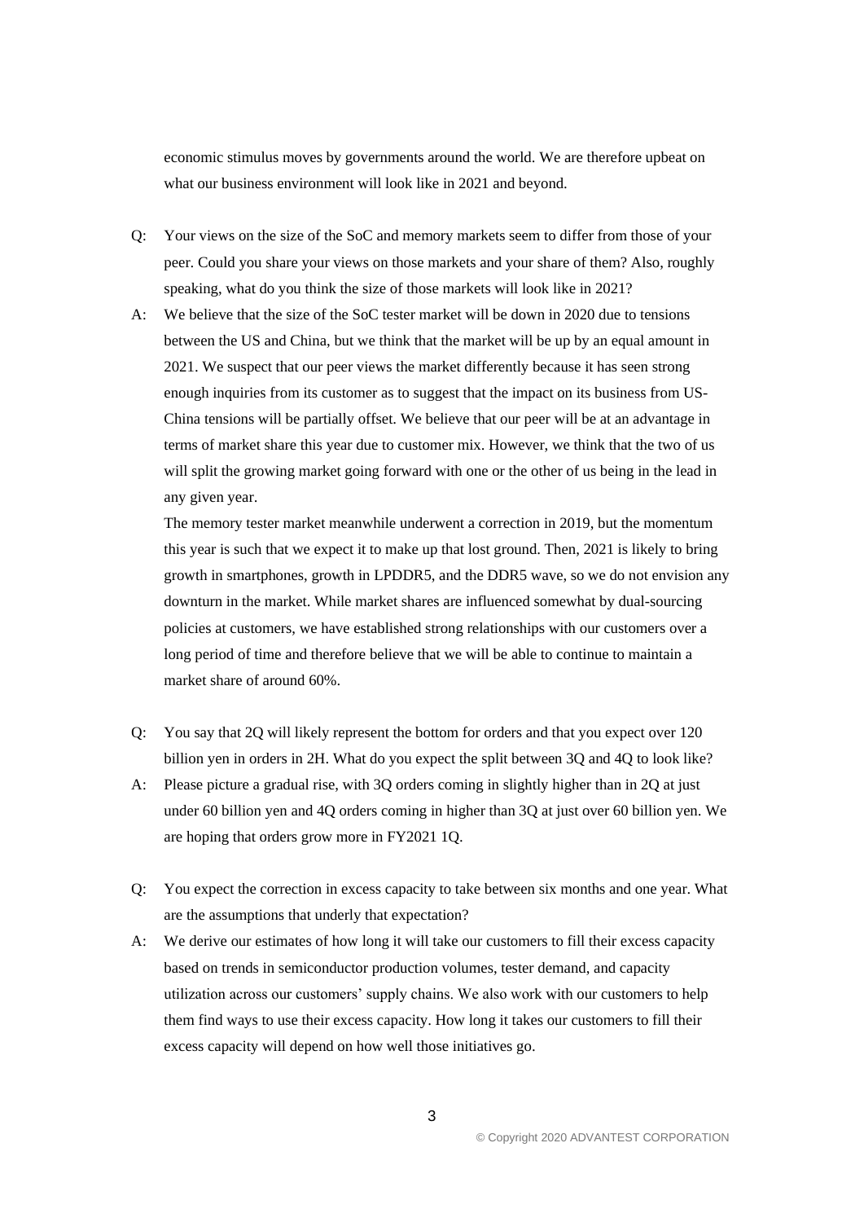economic stimulus moves by governments around the world. We are therefore upbeat on what our business environment will look like in 2021 and beyond.

Q: Your views on the size of the SoC and memory markets seem to differ from those of your peer. Could you share your views on those markets and your share of them? Also, roughly speaking, what do you think the size of those markets will look like in 2021?

A: We believe that the size of the SoC tester market will be down in 2020 due to tensions between the US and China, but we think that the market will be up by an equal amount in 2021. We suspect that our peer views the market differently because it has seen strong enough inquiries from its customer as to suggest that the impact on its business from US-China tensions will be partially offset. We believe that our peer will be at an advantage in terms of market share this year due to customer mix. However, we think that the two of us will split the growing market going forward with one or the other of us being in the lead in any given year.

The memory tester market meanwhile underwent a correction in 2019, but the momentum this year is such that we expect it to make up that lost ground. Then, 2021 is likely to bring growth in smartphones, growth in LPDDR5, and the DDR5 wave, so we do not envision any downturn in the market. While market shares are influenced somewhat by dual-sourcing policies at customers, we have established strong relationships with our customers over a long period of time and therefore believe that we will be able to continue to maintain a market share of around 60%.

Q: You say that 2Q will likely represent the bottom for orders and that you expect over 120 billion yen in orders in 2H. What do you expect the split between 3Q and 4Q to look like?

A: Please picture a gradual rise, with 3Q orders coming in slightly higher than in 2Q at just under 60 billion yen and 4Q orders coming in higher than 3Q at just over 60 billion yen. We are hoping that orders grow more in FY2021 1Q.

Q: You expect the correction in excess capacity to take between six months and one year. What are the assumptions that underly that expectation?

A: We derive our estimates of how long it will take our customers to fill their excess capacity based on trends in semiconductor production volumes, tester demand, and capacity utilization across our customers' supply chains. We also work with our customers to help them find ways to use their excess capacity. How long it takes our customers to fill their excess capacity will depend on how well those initiatives go.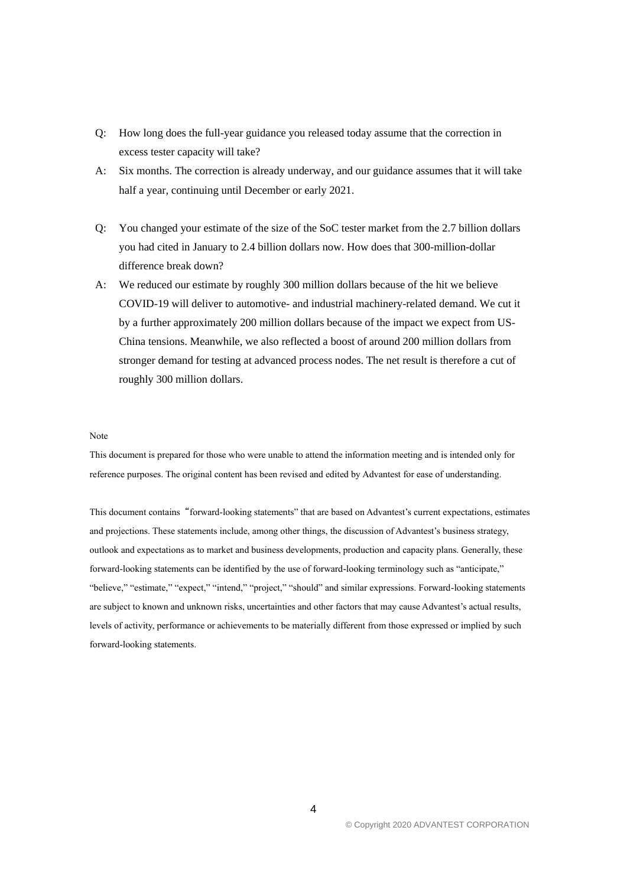Q: How long does the full-year guidance you released today assume that the correction in excess tester capacity will take?

A: Six months. The correction is already underway, and our guidance assumes that it will take half a year, continuing until December or early 2021.

Q: You changed your estimate of the size of the SoC tester market from the 2.7 billion dollars you had cited in January to 2.4 billion dollars now. How does that 300-million-dollar difference break down?

A: We reduced our estimate by roughly 300 million dollars because of the hit we believe COVID-19 will deliver to automotive- and industrial machinery-related demand. We cut it by a further approximately 200 million dollars because of the impact we expect from US-China tensions. Meanwhile, we also reflected a boost of around 200 million dollars from stronger demand for testing at advanced process nodes. The net result is therefore a cut of roughly 300 million dollars.

Note

This document is prepared for those who were unable to attend the information meeting and is intended only for reference purposes. The original content has been revised and edited by Advantest for ease of understanding.

This document contains "forward-looking statements" that are based on Advantest's current expectations, estimates and projections. These statements include, among other things, the discussion of Advantest's business strategy, outlook and expectations as to market and business developments, production and capacity plans. Generally, these forward-looking statements can be identified by the use of forward-looking terminology such as "anticipate," "believe," "estimate," "expect," "intend," "project," "should" and similar expressions. Forward-looking statements are subject to known and unknown risks, uncertainties and other factors that may cause Advantest's actual results, levels of activity, performance or achievements to be materially different from those expressed or implied by such forward-looking statements.

© Copyright 2020 ADVANTEST CORPORATION